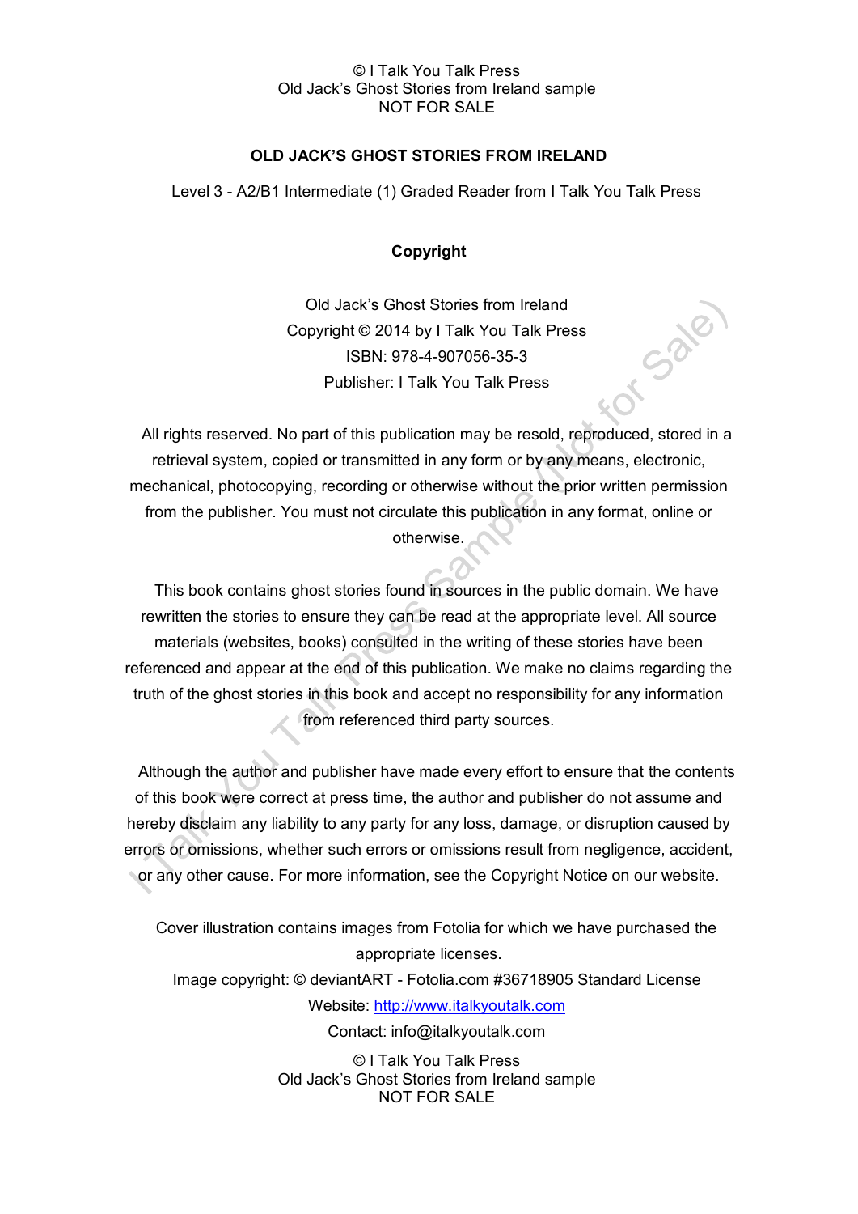# OLD JACK'S GHOST STORIES FROM IRELAND

Level 3 - A2/B1 Intermediate (1) Graded Reader from I Talk You Talk Press

## Copyright

Old Jack's Ghost Stories from Ireland
Copyright © 2014 by I Talk You Talk Press
ISBN: 978-4-907056-35-3
Publisher: I Talk You Talk Press

All rights reserved. No part of this publication may be resold, reproduced, stored in a retrieval system, copied or transmitted in any form or by any means, electronic, mechanical, photocopying, recording or otherwise without the prior written permission from the publisher. You must not circulate this publication in any format, online or otherwise.

This book contains ghost stories found in sources in the public domain. We have rewritten the stories to ensure they can be read at the appropriate level. All source materials (websites, books) consulted in the writing of these stories have been referenced and appear at the end of this publication. We make no claims regarding the truth of the ghost stories in this book and accept no responsibility for any information from referenced third party sources.

Although the author and publisher have made every effort to ensure that the contents of this book were correct at press time, the author and publisher do not assume and hereby disclaim any liability to any party for any loss, damage, or disruption caused by errors or omissions, whether such errors or omissions result from negligence, accident, or any other cause. For more information, see the Copyright Notice on our website.

Cover illustration contains images from Fotolia for which we have purchased the appropriate licenses.
Image copyright: © deviantART - Fotolia.com #36718905 Standard License
Website: http://www.italkyoutalk.com
Contact: info@italkyoutalk.com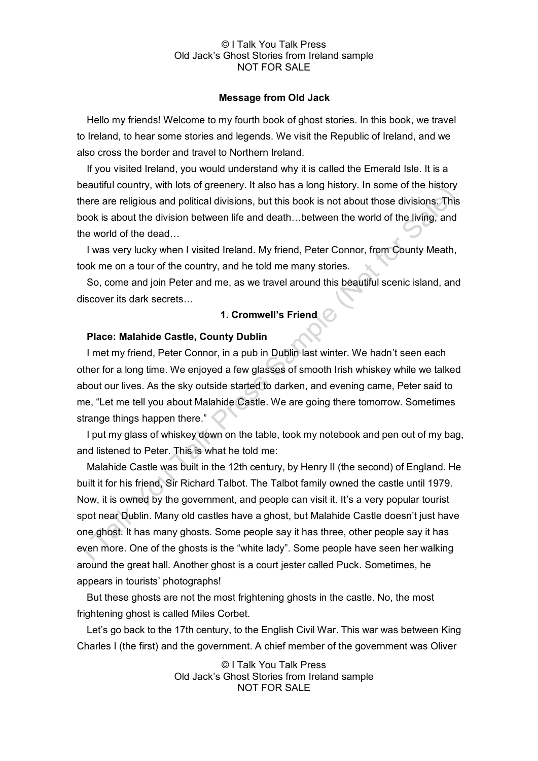**Message from Old Jack**

Hello my friends! Welcome to my fourth book of ghost stories. In this book, we travel to Ireland, to hear some stories and legends. We visit the Republic of Ireland, and we also cross the border and travel to Northern Ireland.

If you visited Ireland, you would understand why it is called the Emerald Isle. It is a beautiful country, with lots of greenery. It also has a long history. In some of the history there are religious and political divisions, but this book is not about those divisions. This book is about the division between life and death…between the world of the living, and the world of the dead…

I was very lucky when I visited Ireland. My friend, Peter Connor, from County Meath, took me on a tour of the country, and he told me many stories.

So, come and join Peter and me, as we travel around this beautiful scenic island, and discover its dark secrets…

**1. Cromwell's Friend**

**Place: Malahide Castle, County Dublin**

I met my friend, Peter Connor, in a pub in Dublin last winter. We hadn't seen each other for a long time. We enjoyed a few glasses of smooth Irish whiskey while we talked about our lives. As the sky outside started to darken, and evening came, Peter said to me, "Let me tell you about Malahide Castle. We are going there tomorrow. Sometimes strange things happen there."

I put my glass of whiskey down on the table, took my notebook and pen out of my bag, and listened to Peter. This is what he told me:

Malahide Castle was built in the 12th century, by Henry II (the second) of England. He built it for his friend, Sir Richard Talbot. The Talbot family owned the castle until 1979. Now, it is owned by the government, and people can visit it. It's a very popular tourist spot near Dublin. Many old castles have a ghost, but Malahide Castle doesn't just have one ghost. It has many ghosts. Some people say it has three, other people say it has even more. One of the ghosts is the "white lady". Some people have seen her walking around the great hall. Another ghost is a court jester called Puck. Sometimes, he appears in tourists' photographs!

But these ghosts are not the most frightening ghosts in the castle. No, the most frightening ghost is called Miles Corbet.

Let's go back to the 17th century, to the English Civil War. This war was between King Charles I (the first) and the government. A chief member of the government was Oliver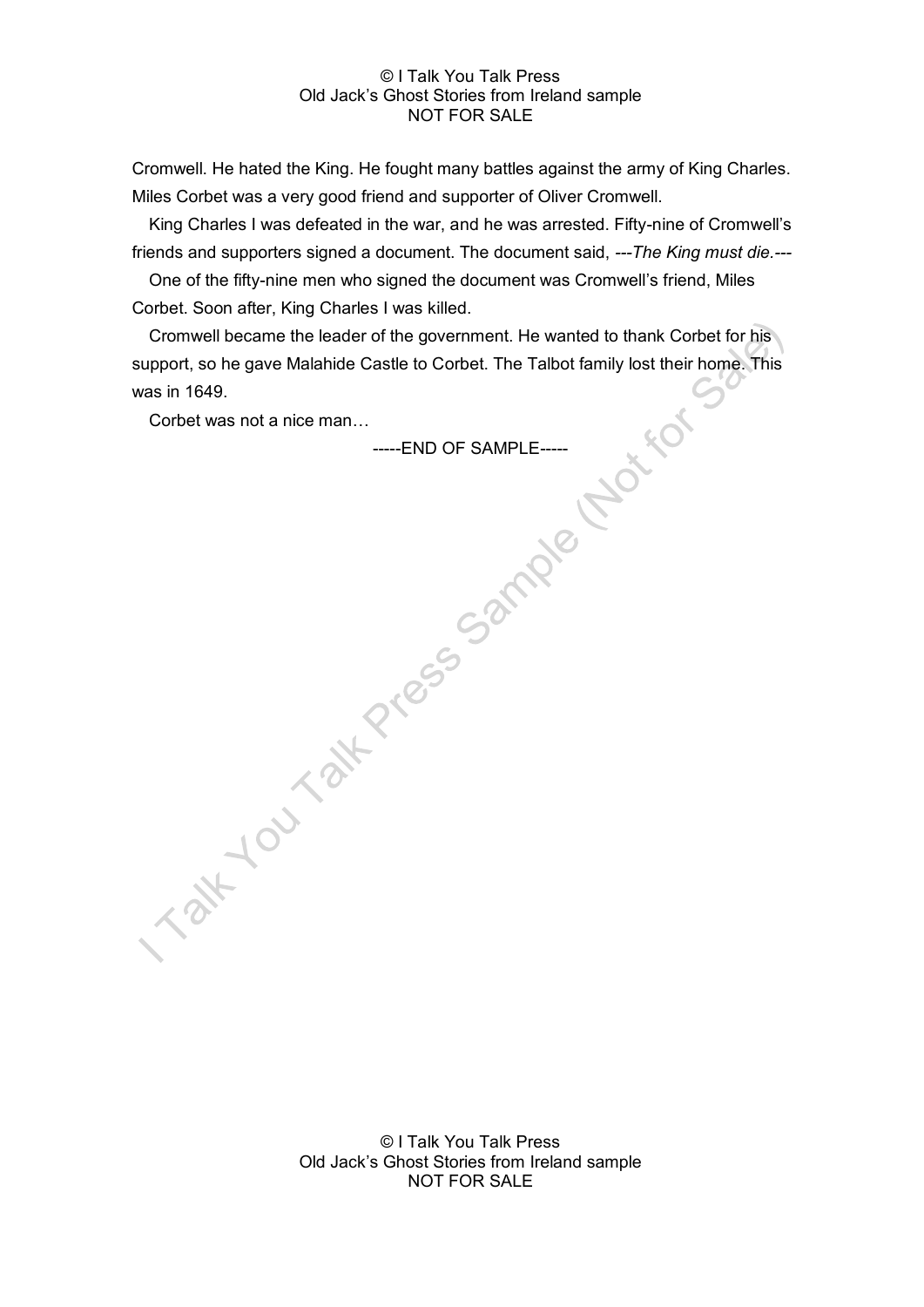Cromwell. He hated the King. He fought many battles against the army of King Charles. Miles Corbet was a very good friend and supporter of Oliver Cromwell.

King Charles I was defeated in the war, and he was arrested. Fifty-nine of Cromwell's friends and supporters signed a document. The document said, ---*The King must die.*---

One of the fifty-nine men who signed the document was Cromwell's friend, Miles Corbet. Soon after, King Charles I was killed.

Cromwell became the leader of the government. He wanted to thank Corbet for his support, so he gave Malahide Castle to Corbet. The Talbot family lost their home. This was in 1649.

Corbet was not a nice man…

-----END OF SAMPLE-----